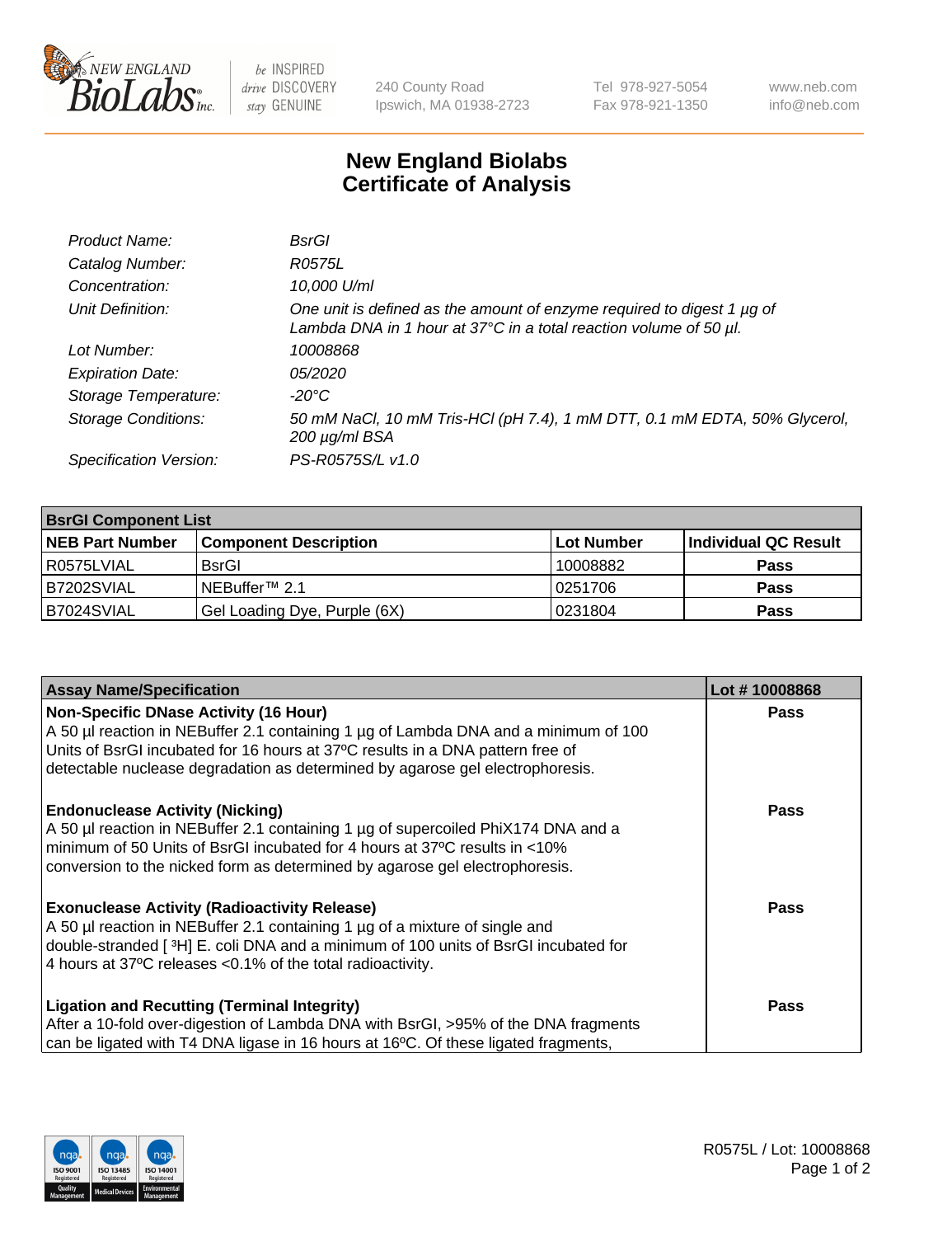240 County Road
Ipswich, MA 01938-2723

Tel 978-927-5054
Fax 978-921-1350

www.neb.com
info@neb.com

# New England Biolabs
# Certificate of Analysis

| | |
|---|---|
| *Product Name:* | *BsrGI* |
| *Catalog Number:* | *R0575L* |
| *Concentration:* | *10,000 U/ml* |
| *Unit Definition:* | *One unit is defined as the amount of enzyme required to digest 1 µg of Lambda DNA in 1 hour at 37°C in a total reaction volume of 50 µl.* |
| *Lot Number:* | *10008868* |
| *Expiration Date:* | *05/2020* |
| *Storage Temperature:* | *-20°C* |
| *Storage Conditions:* | *50 mM NaCl, 10 mM Tris-HCl (pH 7.4), 1 mM DTT, 0.1 mM EDTA, 50% Glycerol, 200 µg/ml BSA* |
| *Specification Version:* | *PS-R0575S/L v1.0* |

| **BsrGI Component List** | | | |
|---|---|---|---|
| **NEB Part Number** | **Component Description** | **Lot Number** | **Individual QC Result** |
| R0575LVIAL | BsrGI | 10008882 | **Pass** |
| B7202SVIAL | NEBuffer™ 2.1 | 0251706 | **Pass** |
| B7024SVIAL | Gel Loading Dye, Purple (6X) | 0231804 | **Pass** |

| **Assay Name/Specification** | **Lot # 10008868** |
|---|---|
| **Non-Specific DNase Activity (16 Hour)** A 50 µl reaction in NEBuffer 2.1 containing 1 µg of Lambda DNA and a minimum of 100 Units of BsrGI incubated for 16 hours at 37ºC results in a DNA pattern free of detectable nuclease degradation as determined by agarose gel electrophoresis. | **Pass** |
| **Endonuclease Activity (Nicking)** A 50 µl reaction in NEBuffer 2.1 containing 1 µg of supercoiled PhiX174 DNA and a minimum of 50 Units of BsrGI incubated for 4 hours at 37ºC results in <10% conversion to the nicked form as determined by agarose gel electrophoresis. | **Pass** |
| **Exonuclease Activity (Radioactivity Release)** A 50 µl reaction in NEBuffer 2.1 containing 1 µg of a mixture of single and double-stranded [ $^{3}$H] E. coli DNA and a minimum of 100 units of BsrGI incubated for 4 hours at 37ºC releases <0.1% of the total radioactivity. | **Pass** |
| **Ligation and Recutting (Terminal Integrity)** After a 10-fold over-digestion of Lambda DNA with BsrGI, >95% of the DNA fragments can be ligated with T4 DNA ligase in 16 hours at 16ºC. Of these ligated fragments, | **Pass** |

R0575L / Lot: 10008868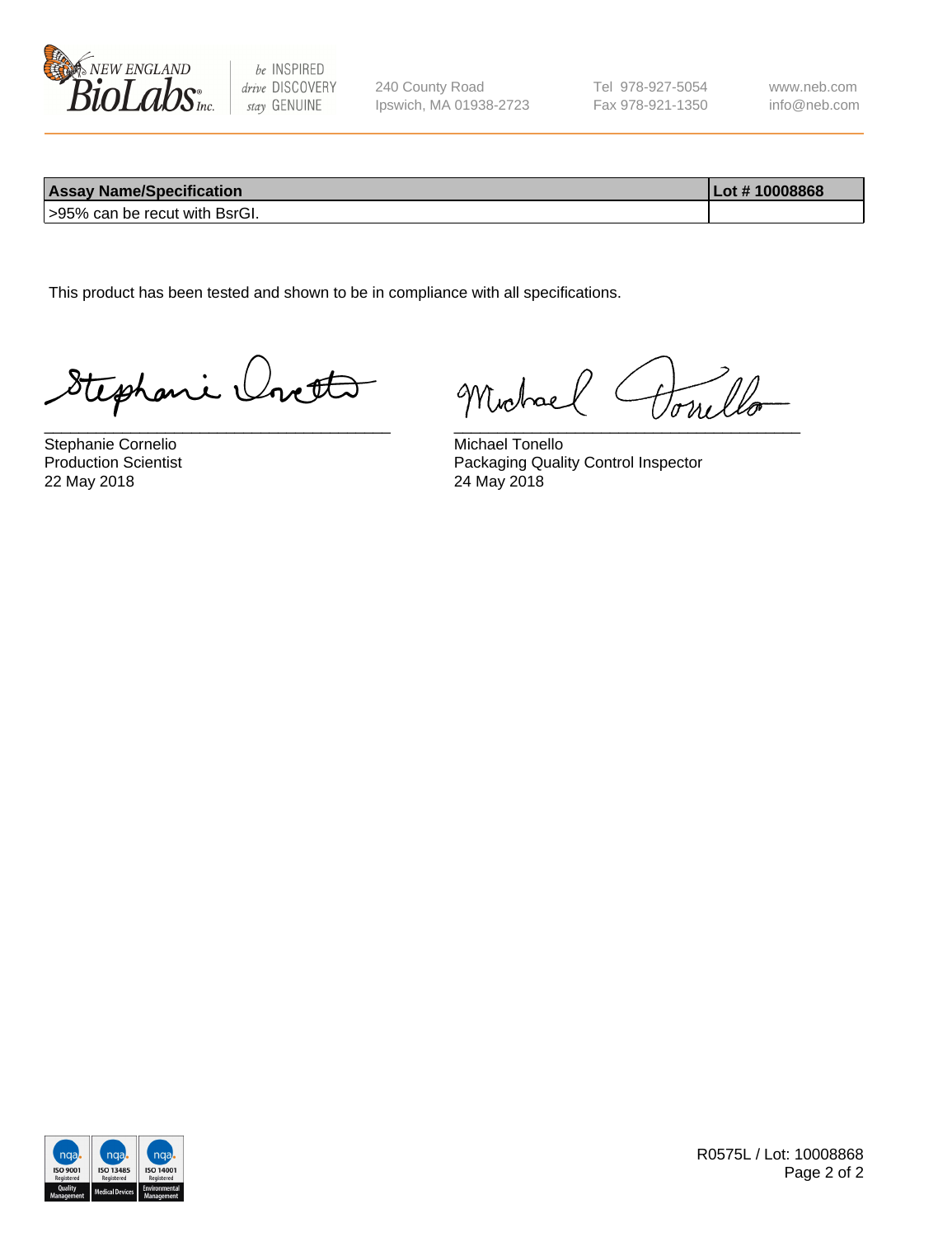| Assay Name/Specification | Lot # 10008868 |
|---|---|
| >95% can be recut with BsrGI. | |

This product has been tested and shown to be in compliance with all specifications.

Stephanie Cornelio
Production Scientist
22 May 2018

Michael Tonello
Packaging Quality Control Inspector
24 May 2018

R0575L / Lot: 10008868